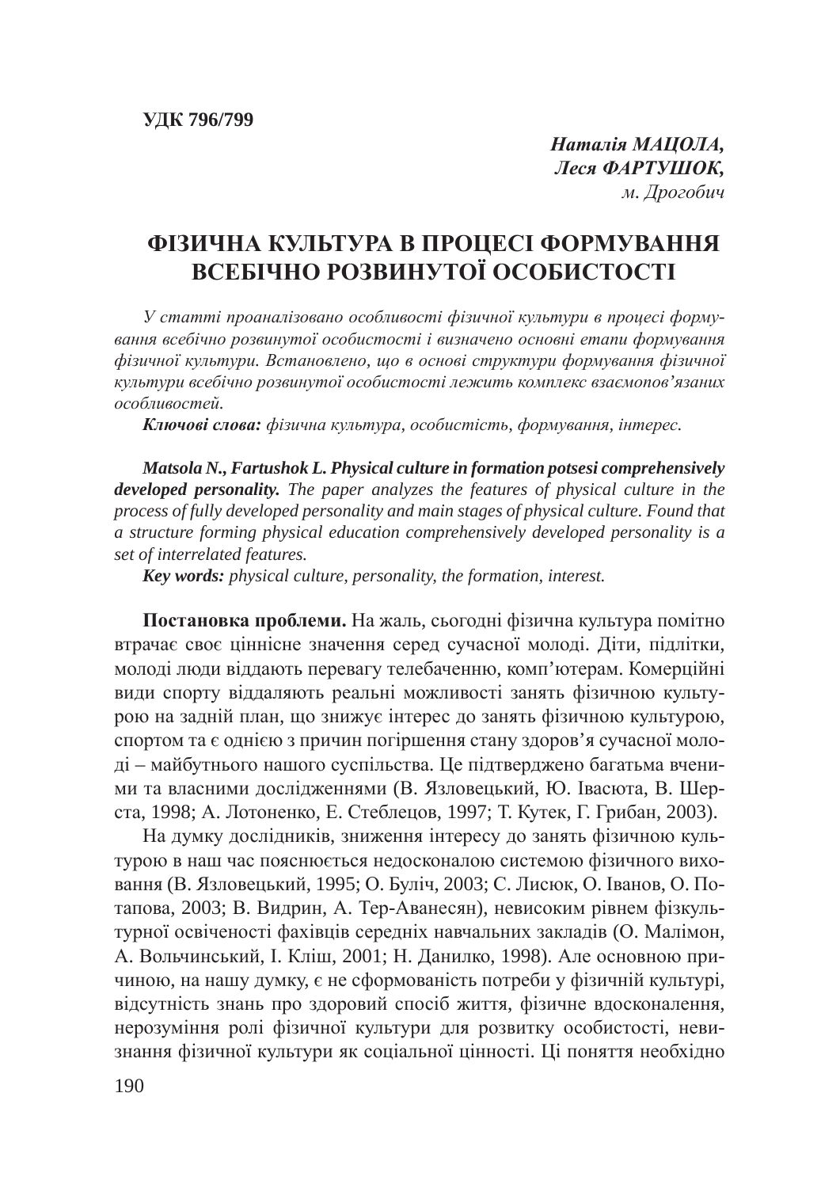**УДК 796/799**

***Наталія МАЦОЛА,***
***Леся ФАРТУШОК,***
*м. Дрогобич*

# ФІЗИЧНА КУЛЬТУРА В ПРОЦЕСІ ФОРМУВАННЯ ВСЕБІЧНО РОЗВИНУТОЇ ОСОБИСТОСТІ

*У статті проаналізовано особливості фізичної культури в процесі формування всебічно розвинутої особистості і визначено основні етапи формування фізичної культури. Встановлено, що в основі структури формування фізичної культури всебічно розвинутої особистості лежить комплекс взаємопов'язаних особливостей.*

***Ключові слова:*** *фізична культура, особистість, формування, інтерес.*

***Matsola N., Fartushok L. Physical culture in formation potsesi comprehensively developed personality.*** *The paper analyzes the features of physical culture in the process of fully developed personality and main stages of physical culture. Found that a structure forming physical education comprehensively developed personality is a set of interrelated features.*

***Key words:*** *physical culture, personality, the formation, interest.*

**Постановка проблеми.** На жаль, сьогодні фізична культура помітно втрачає своє ціннісне значення серед сучасної молоді. Діти, підлітки, молоді люди віддають перевагу телебаченню, комп'ютерам. Комерційні види спорту віддаляють реальні можливості занять фізичною культурою на задній план, що знижує інтерес до занять фізичною культурою, спортом та є однією з причин погіршення стану здоров'я сучасної молоді – майбутнього нашого суспільства. Це підтверджено багатьма вченими та власними дослідженнями (В. Язловецький, Ю. Івасюта, В. Шерста, 1998; А. Лотоненко, Е. Стеблецов, 1997; Т. Кутек, Г. Грибан, 2003).

На думку дослідників, зниження інтересу до занять фізичною культурою в наш час пояснюється недосконалою системою фізичного виховання (В. Язловецький, 1995; О. Буліч, 2003; С. Лисюк, О. Іванов, О. Потапова, 2003; В. Видрин, А. Тер-Аванесян), невисоким рівнем фізкультурної освіченості фахівців середніх навчальних закладів (О. Малімон, А. Вольчинський, І. Кліш, 2001; Н. Данилко, 1998). Але основною причиною, на нашу думку, є не сформованість потреби у фізичній культурі, відсутність знань про здоровий спосіб життя, фізичне вдосконалення, нерозуміння ролі фізичної культури для розвитку особистості, невизнання фізичної культури як соціальної цінності. Ці поняття необхідно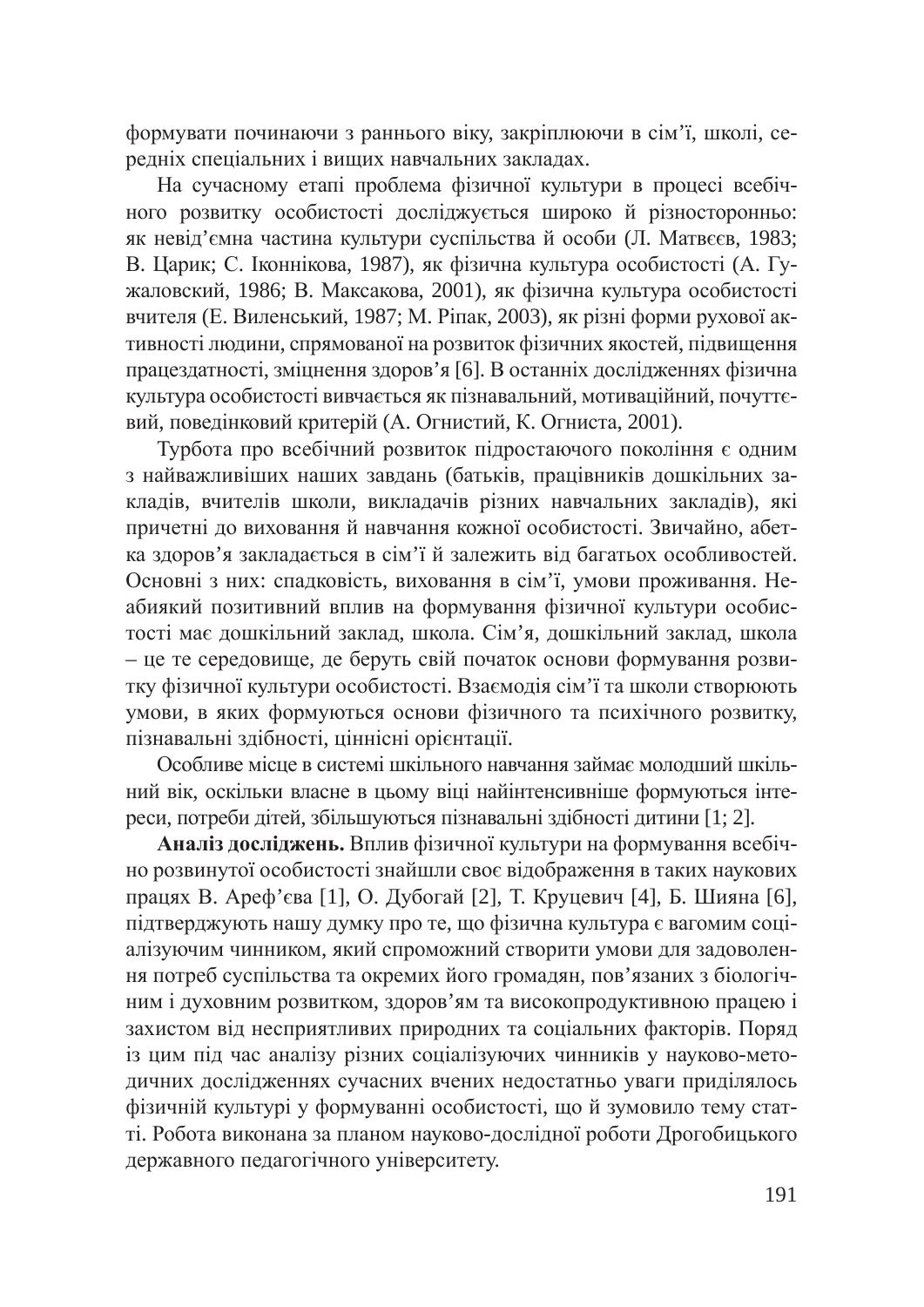формувати починаючи з раннього віку, закріплюючи в сім'ї, школі, середніх спеціальних і вищих навчальних закладах.

На сучасному етапі проблема фізичної культури в процесі всебічного розвитку особистості досліджується широко й різносторонньо: як невід'ємна частина культури суспільства й особи (Л. Матвєєв, 1983; В. Царик; С. Іконнікова, 1987), як фізична культура особистості (А. Гужаловский, 1986; В. Максакова, 2001), як фізична культура особистості вчителя (Е. Виленський, 1987; М. Ріпак, 2003), як різні форми рухової активності людини, спрямованої на розвиток фізичних якостей, підвищення працездатності, зміцнення здоров'я [6]. В останніх дослідженнях фізична культура особистості вивчається як пізнавальний, мотиваційний, почуттєвий, поведінковий критерій (А. Огнистий, К. Огниста, 2001).

Турбота про всебічний розвиток підростаючого покоління є одним з найважливіших наших завдань (батьків, працівників дошкільних закладів, вчителів школи, викладачів різних навчальних закладів), які причетні до виховання й навчання кожної особистості. Звичайно, абетка здоров'я закладається в сім'ї й залежить від багатьох особливостей. Основні з них: спадковість, виховання в сім'ї, умови проживання. Неабиякий позитивний вплив на формування фізичної культури особистості має дошкільний заклад, школа. Сім'я, дошкільний заклад, школа – це те середовище, де беруть свій початок основи формування розвитку фізичної культури особистості. Взаємодія сім'ї та школи створюють умови, в яких формуються основи фізичного та психічного розвитку, пізнавальні здібності, ціннісні орієнтації.

Особливе місце в системі шкільного навчання займає молодший шкільний вік, оскільки власне в цьому віці найінтенсивніше формуються інтереси, потреби дітей, збільшуються пізнавальні здібності дитини [1; 2].

**Аналіз досліджень.** Вплив фізичної культури на формування всебічно розвинутої особистості знайшли своє відображення в таких наукових працях В. Ареф'єва [1], О. Дубогай [2], Т. Круцевич [4], Б. Шияна [6], підтверджують нашу думку про те, що фізична культура є вагомим соціалізуючим чинником, який спроможний створити умови для задоволення потреб суспільства та окремих його громадян, пов'язаних з біологічним і духовним розвитком, здоров'ям та високопродуктивною працею і захистом від несприятливих природних та соціальних факторів. Поряд із цим під час аналізу різних соціалізуючих чинників у науково-методичних дослідженнях сучасних вчених недостатньо уваги приділялось фізичній культурі у формуванні особистості, що й зумовило тему статті. Робота виконана за планом науково-дослідної роботи Дрогобицького державного педагогічного університету.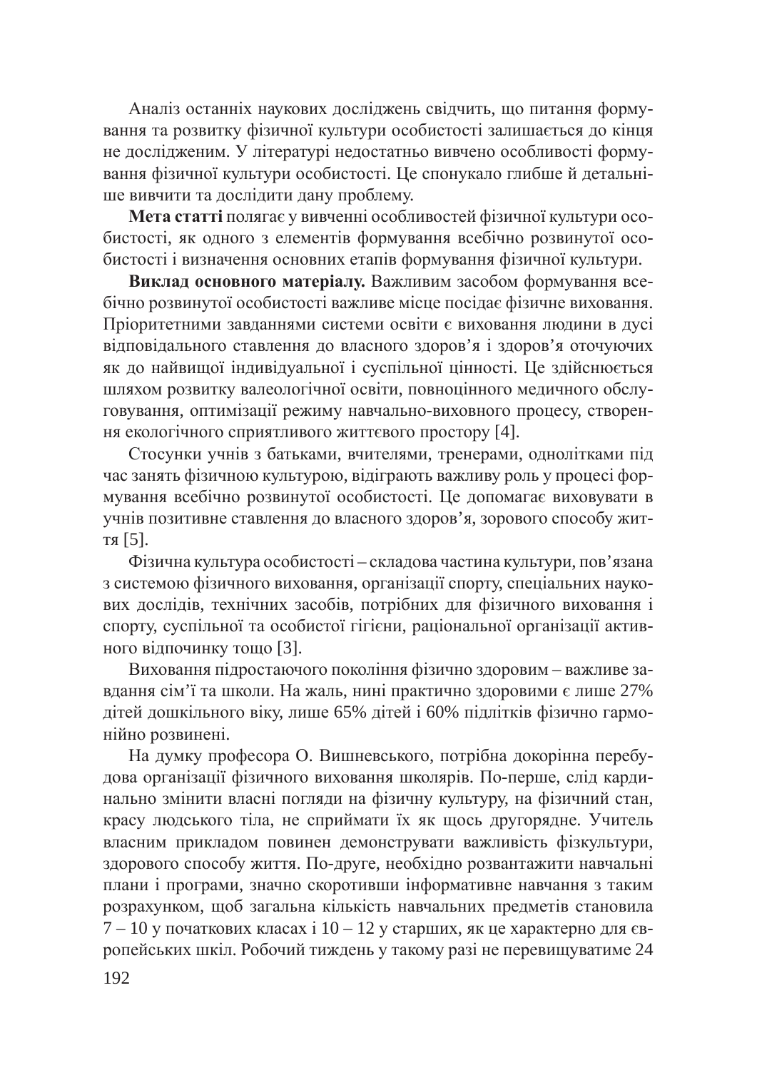Аналіз останніх наукових досліджень свідчить, що питання формування та розвитку фізичної культури особистості залишається до кінця не дослідженим. У літературі недостатньо вивчено особливості формування фізичної культури особистості. Це спонукало глибше й детальніше вивчити та дослідити дану проблему.

**Мета статті** полягає у вивченні особливостей фізичної культури особистості, як одного з елементів формування всебічно розвинутої особистості і визначення основних етапів формування фізичної культури.

**Виклад основного матеріалу.** Важливим засобом формування всебічно розвинутої особистості важливе місце посідає фізичне виховання. Пріоритетними завданнями системи освіти є виховання людини в дусі відповідального ставлення до власного здоров'я і здоров'я оточуючих як до найвищої індивідуальної і суспільної цінності. Це здійснюється шляхом розвитку валеологічної освіти, повноцінного медичного обслуговування, оптимізації режиму навчально-виховного процесу, створення екологічного сприятливого життєвого простору [4].

Стосунки учнів з батьками, вчителями, тренерами, однолітками під час занять фізичною культурою, відіграють важливу роль у процесі формування всебічно розвинутої особистості. Це допомагає виховувати в учнів позитивне ставлення до власного здоров'я, зорового способу життя [5].

Фізична культура особистості – складова частина культури, пов'язана з системою фізичного виховання, організації спорту, спеціальних наукових дослідів, технічних засобів, потрібних для фізичного виховання і спорту, суспільної та особистої гігієни, раціональної організації активного відпочинку тощо [3].

Виховання підростаючого покоління фізично здоровим – важливе завдання сім'ї та школи. На жаль, нині практично здоровими є лише 27% дітей дошкільного віку, лише 65% дітей і 60% підлітків фізично гармонійно розвинені.

На думку професора О. Вишневського, потрібна докорінна перебудова організації фізичного виховання школярів. По-перше, слід кардинально змінити власні погляди на фізичну культуру, на фізичний стан, красу людського тіла, не сприймати їх як щось другорядне. Учитель власним прикладом повинен демонструвати важливість фізкультури, здорового способу життя. По-друге, необхідно розвантажити навчальні плани і програми, значно скоротивши інформативне навчання з таким розрахунком, щоб загальна кількість навчальних предметів становила 7 – 10 у початкових класах і 10 – 12 у старших, як це характерно для європейських шкіл. Робочий тиждень у такому разі не перевищуватиме 24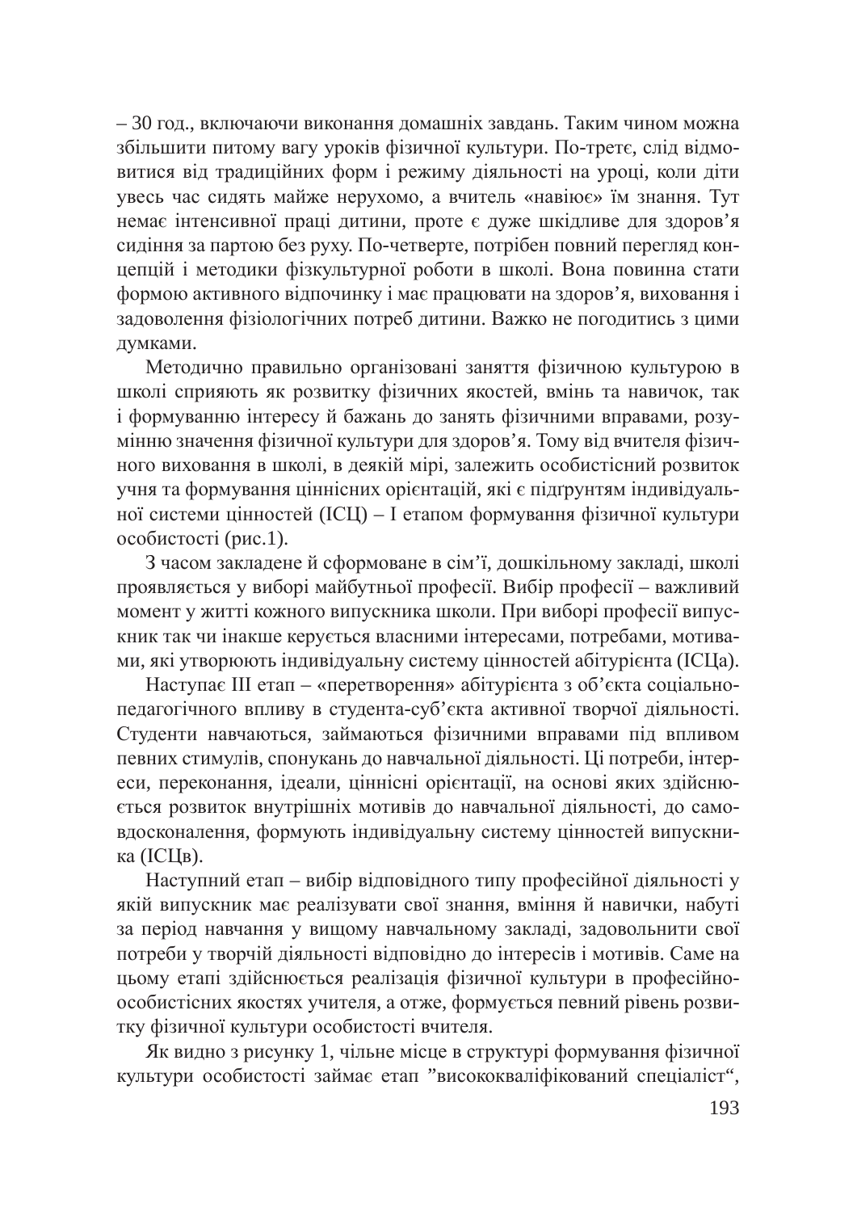– 30 год., включаючи виконання домашніх завдань. Таким чином можна збільшити питому вагу уроків фізичної культури. По-третє, слід відмовитися від традиційних форм і режиму діяльності на уроці, коли діти увесь час сидять майже нерухомо, а вчитель «навіює» їм знання. Тут немає інтенсивної праці дитини, проте є дуже шкідливе для здоров'я сидіння за партою без руху. По-четверте, потрібен повний перегляд концепцій і методики фізкультурної роботи в школі. Вона повинна стати формою активного відпочинку і має працювати на здоров'я, виховання і задоволення фізіологічних потреб дитини. Важко не погодитись з цими думками.

Методично правильно організовані заняття фізичною культурою в школі сприяють як розвитку фізичних якостей, вмінь та навичок, так і формуванню інтересу й бажань до занять фізичними вправами, розумінню значення фізичної культури для здоров'я. Тому від вчителя фізичного виховання в школі, в деякій мірі, залежить особистісний розвиток учня та формування ціннісних орієнтацій, які є підґрунтям індивідуальної системи цінностей (ІСЦ) – І етапом формування фізичної культури особистості (рис.1).

З часом закладене й сформоване в сім'ї, дошкільному закладі, школі проявляється у виборі майбутньої професії. Вибір професії – важливий момент у житті кожного випускника школи. При виборі професії випускник так чи інакше керується власними інтересами, потребами, мотивами, які утворюють індивідуальну систему цінностей абітурієнта (ІСЦа).

Наступає ІІІ етап – «перетворення» абітурієнта з об'єкта соціально-педагогічного впливу в студента-суб'єкта активної творчої діяльності. Студенти навчаються, займаються фізичними вправами під впливом певних стимулів, спонукань до навчальної діяльності. Ці потреби, інтереси, переконання, ідеали, ціннісні орієнтації, на основі яких здійснюється розвиток внутрішніх мотивів до навчальної діяльності, до самовдосконалення, формують індивідуальну систему цінностей випускника (ІСЦв).

Наступний етап – вибір відповідного типу професійної діяльності у якій випускник має реалізувати свої знання, вміння й навички, набуті за період навчання у вищому навчальному закладі, задовольнити свої потреби у творчій діяльності відповідно до інтересів і мотивів. Саме на цьому етапі здійснюється реалізація фізичної культури в професійно-особистісних якостях учителя, а отже, формується певний рівень розвитку фізичної культури особистості вчителя.

Як видно з рисунку 1, чільне місце в структурі формування фізичної культури особистості займає етап "висококваліфікований спеціаліст",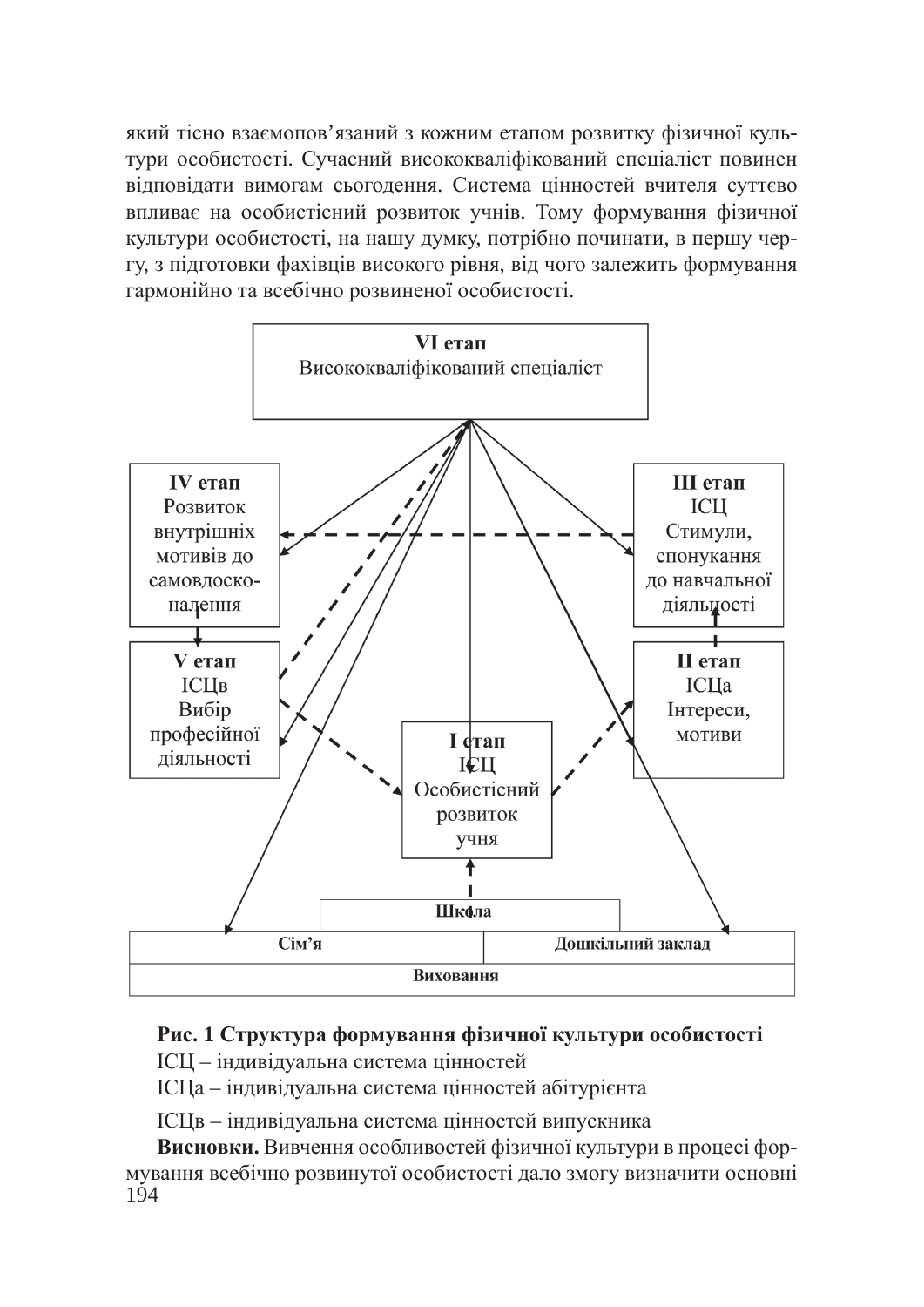який тісно взаємопов'язаний з кожним етапом розвитку фізичної культури особистості. Сучасний висококваліфікований спеціаліст повинен відповідати вимогам сьогодення. Система цінностей вчителя суттєво впливає на особистісний розвиток учнів. Тому формування фізичної культури особистості, на нашу думку, потрібно починати, в першу чергу, з підготовки фахівців високого рівня, від чого залежить формування гармонійно та всебічно розвиненої особистості.

**VI етап** Висококваліфікований спеціаліст

**IV етап** Розвиток внутрішніх мотивів до самовдосконалення

**III етап** ІСЦ Стимули, спонукання до навчальної діяльності

**V етап** ІСЦв Вибір професійної діяльності

**II етап** ІСЦа Інтереси, мотиви

**I етап** ІСЦ Особистісний розвиток учня

**Школа**

**Сім'я** | **Дошкільний заклад**

**Виховання**

**Рис. 1 Структура формування фізичної культури особистості**

ІСЦ – індивідуальна система цінностей

ІСЦа – індивідуальна система цінностей абітурієнта

ІСЦв – індивідуальна система цінностей випускника

**Висновки.** Вивчення особливостей фізичної культури в процесі формування всебічно розвинутої особистості дало змогу визначити основні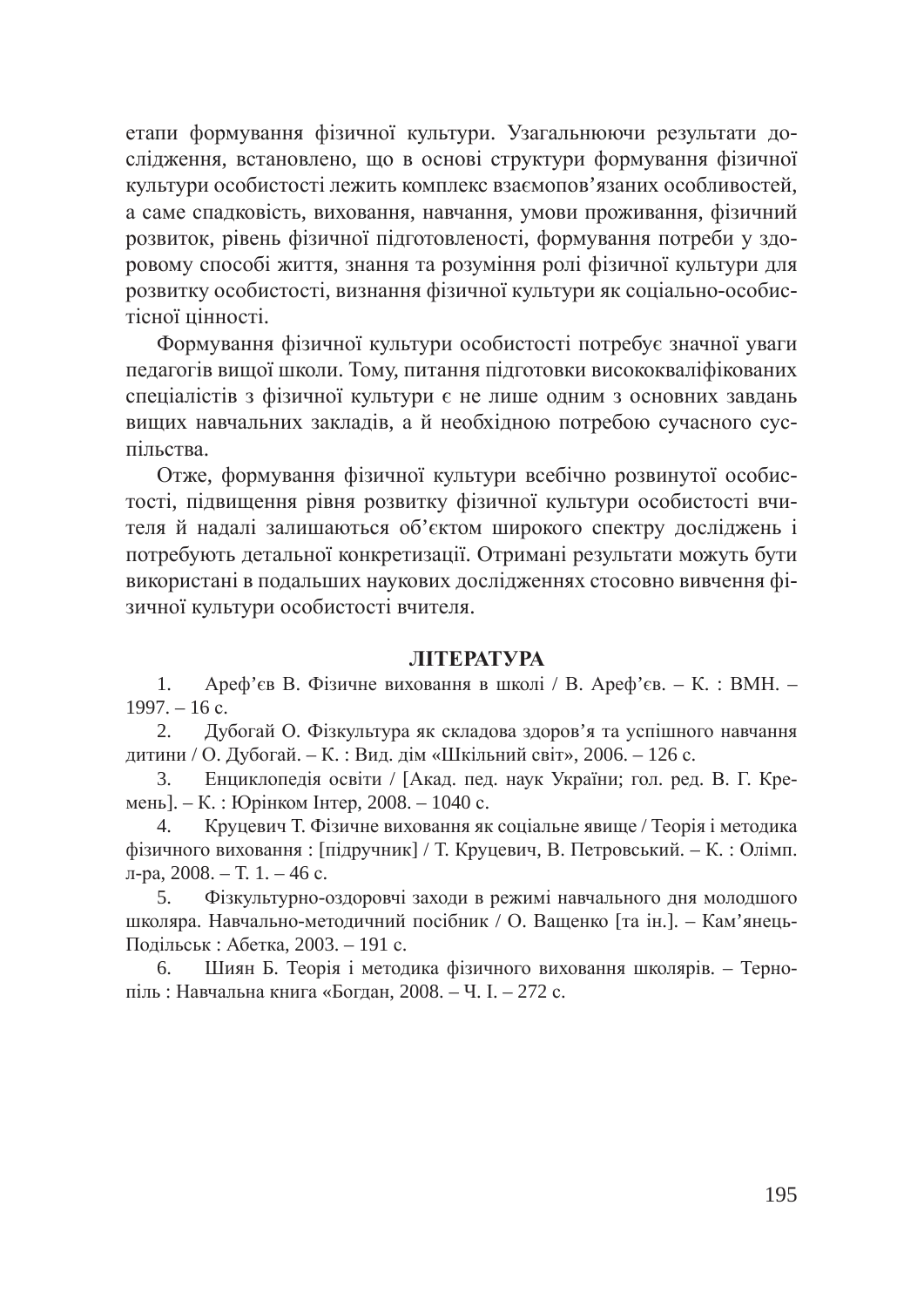етапи формування фізичної культури. Узагальнюючи результати дослідження, встановлено, що в основі структури формування фізичної культури особистості лежить комплекс взаємопов'язаних особливостей, а саме спадковість, виховання, навчання, умови проживання, фізичний розвиток, рівень фізичної підготовленості, формування потреби у здоровому способі життя, знання та розуміння ролі фізичної культури для розвитку особистості, визнання фізичної культури як соціально-особистісної цінності.

Формування фізичної культури особистості потребує значної уваги педагогів вищої школи. Тому, питання підготовки висококваліфікованих спеціалістів з фізичної культури є не лише одним з основних завдань вищих навчальних закладів, а й необхідною потребою сучасного суспільства.

Отже, формування фізичної культури всебічно розвинутої особистості, підвищення рівня розвитку фізичної культури особистості вчителя й надалі залишаються об'єктом широкого спектру досліджень і потребують детальної конкретизації. Отримані результати можуть бути використані в подальших наукових дослідженнях стосовно вивчення фізичної культури особистості вчителя.

## ЛІТЕРАТУРА

1. Ареф'єв В. Фізичне виховання в школі / В. Ареф'єв. – К. : ВМН. – 1997. – 16 с.
2. Дубогай О. Фізкультура як складова здоров'я та успішного навчання дитини / О. Дубогай. – К. : Вид. дім «Шкільний світ», 2006. – 126 с.
3. Енциклопедія освіти / [Акад. пед. наук України; гол. ред. В. Г. Кремень]. – К. : Юрінком Інтер, 2008. – 1040 с.
4. Круцевич Т. Фізичне виховання як соціальне явище / Теорія і методика фізичного виховання : [підручник] / Т. Круцевич, В. Петровський. – К. : Олімп. л-ра, 2008. – Т. 1. – 46 с.
5. Фізкультурно-оздоровчі заходи в режимі навчального дня молодшого школяра. Навчально-методичний посібник / О. Ващенко [та ін.]. – Кам'янець-Подільськ : Абетка, 2003. – 191 с.
6. Шиян Б. Теорія і методика фізичного виховання школярів. – Тернопіль : Навчальна книга «Богдан, 2008. – Ч. І. – 272 с.